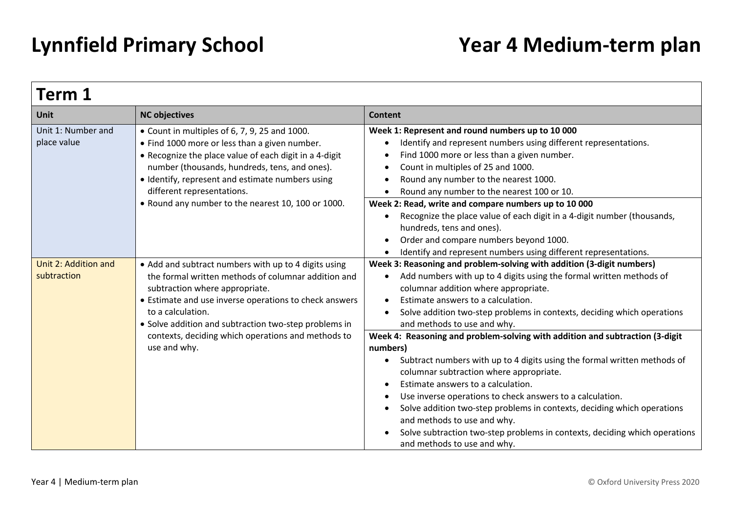# Lynnfield Primary School

# Year 4 Medium-term plan

## Term 1

| Unit | NC objectives | Content |
| --- | --- | --- |
| Unit 1: Number and place value | • Count in multiples of 6, 7, 9, 25 and 1000.<br>• Find 1000 more or less than a given number.<br>• Recognize the place value of each digit in a 4-digit number (thousands, hundreds, tens, and ones).<br>• Identify, represent and estimate numbers using different representations.<br>• Round any number to the nearest 10, 100 or 1000. | **Week 1: Represent and round numbers up to 10 000**<br>• Identify and represent numbers using different representations.<br>• Find 1000 more or less than a given number.<br>• Count in multiples of 25 and 1000.<br>• Round any number to the nearest 1000.<br>• Round any number to the nearest 100 or 10. |
| | | **Week 2: Read, write and compare numbers up to 10 000**<br>• Recognize the place value of each digit in a 4-digit number (thousands, hundreds, tens and ones).<br>• Order and compare numbers beyond 1000.<br>• Identify and represent numbers using different representations. |
| Unit 2: Addition and subtraction | • Add and subtract numbers with up to 4 digits using the formal written methods of columnar addition and subtraction where appropriate.<br>• Estimate and use inverse operations to check answers to a calculation.<br>• Solve addition and subtraction two-step problems in contexts, deciding which operations and methods to use and why. | **Week 3: Reasoning and problem-solving with addition (3-digit numbers)**<br>• Add numbers with up to 4 digits using the formal written methods of columnar addition where appropriate.<br>• Estimate answers to a calculation.<br>• Solve addition two-step problems in contexts, deciding which operations and methods to use and why. |
| | | **Week 4: Reasoning and problem-solving with addition and subtraction (3-digit numbers)**<br>• Subtract numbers with up to 4 digits using the formal written methods of columnar subtraction where appropriate.<br>• Estimate answers to a calculation.<br>• Use inverse operations to check answers to a calculation.<br>• Solve addition two-step problems in contexts, deciding which operations and methods to use and why.<br>• Solve subtraction two-step problems in contexts, deciding which operations and methods to use and why. |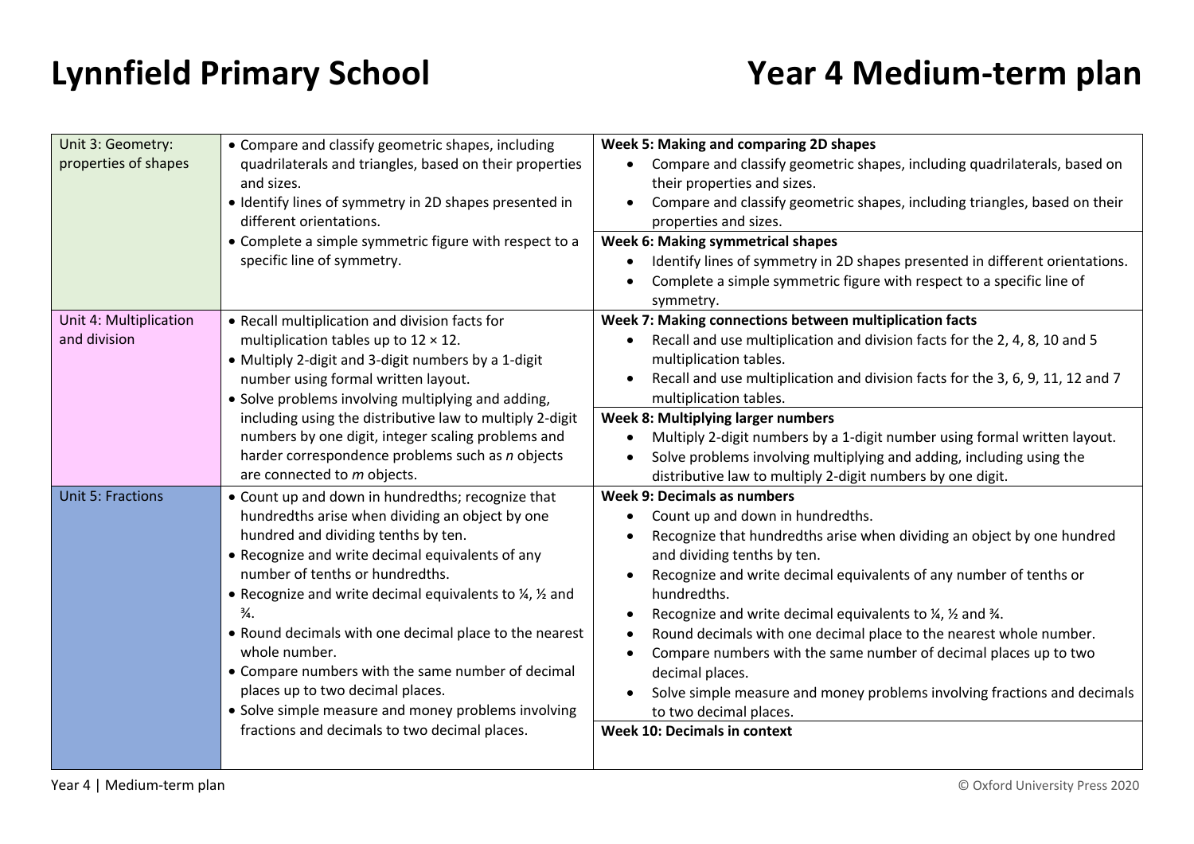# Lynnfield Primary School

# Year 4 Medium-term plan

| Unit | Objectives | Weekly plan |
|---|---|---|
| Unit 3: Geometry: properties of shapes | • Compare and classify geometric shapes, including quadrilaterals and triangles, based on their properties and sizes.<br>• Identify lines of symmetry in 2D shapes presented in different orientations.<br>• Complete a simple symmetric figure with respect to a specific line of symmetry. | **Week 5: Making and comparing 2D shapes**<br>• Compare and classify geometric shapes, including quadrilaterals, based on their properties and sizes.<br>• Compare and classify geometric shapes, including triangles, based on their properties and sizes.<br>**Week 6: Making symmetrical shapes**<br>• Identify lines of symmetry in 2D shapes presented in different orientations.<br>• Complete a simple symmetric figure with respect to a specific line of symmetry. |
| Unit 4: Multiplication and division | • Recall multiplication and division facts for multiplication tables up to 12 × 12.<br>• Multiply 2-digit and 3-digit numbers by a 1-digit number using formal written layout.<br>• Solve problems involving multiplying and adding, including using the distributive law to multiply 2-digit numbers by one digit, integer scaling problems and harder correspondence problems such as *n* objects are connected to *m* objects. | **Week 7: Making connections between multiplication facts**<br>• Recall and use multiplication and division facts for the 2, 4, 8, 10 and 5 multiplication tables.<br>• Recall and use multiplication and division facts for the 3, 6, 9, 11, 12 and 7 multiplication tables.<br>**Week 8: Multiplying larger numbers**<br>• Multiply 2-digit numbers by a 1-digit number using formal written layout.<br>• Solve problems involving multiplying and adding, including using the distributive law to multiply 2-digit numbers by one digit. |
| Unit 5: Fractions | • Count up and down in hundredths; recognize that hundredths arise when dividing an object by one hundred and dividing tenths by ten.<br>• Recognize and write decimal equivalents of any number of tenths or hundredths.<br>• Recognize and write decimal equivalents to ¼, ½ and ¾.<br>• Round decimals with one decimal place to the nearest whole number.<br>• Compare numbers with the same number of decimal places up to two decimal places.<br>• Solve simple measure and money problems involving fractions and decimals to two decimal places. | **Week 9: Decimals as numbers**<br>• Count up and down in hundredths.<br>• Recognize that hundredths arise when dividing an object by one hundred and dividing tenths by ten.<br>• Recognize and write decimal equivalents of any number of tenths or hundredths.<br>• Recognize and write decimal equivalents to ¼, ½ and ¾.<br>• Round decimals with one decimal place to the nearest whole number.<br>• Compare numbers with the same number of decimal places up to two decimal places.<br>• Solve simple measure and money problems involving fractions and decimals to two decimal places.<br>**Week 10: Decimals in context** |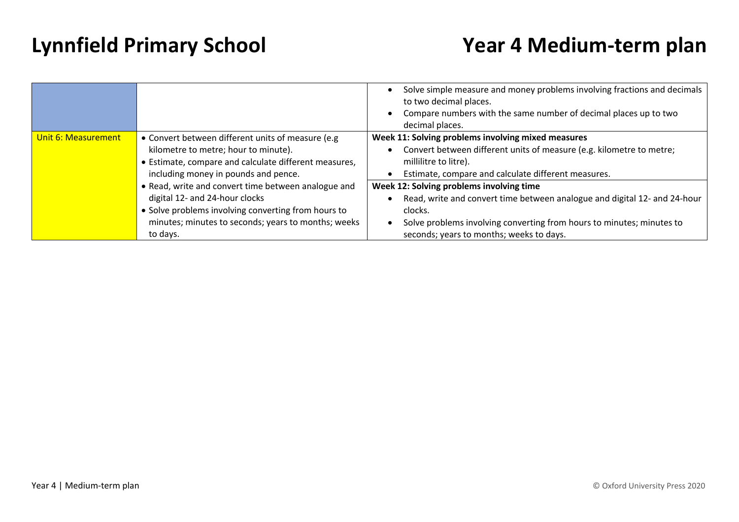| | | |
|---|---|---|
| | | • Solve simple measure and money problems involving fractions and decimals to two decimal places.<br>• Compare numbers with the same number of decimal places up to two decimal places. |
| Unit 6: Measurement | • Convert between different units of measure (e.g kilometre to metre; hour to minute).<br>• Estimate, compare and calculate different measures, including money in pounds and pence.<br>• Read, write and convert time between analogue and digital 12- and 24-hour clocks<br>• Solve problems involving converting from hours to minutes; minutes to seconds; years to months; weeks to days. | **Week 11: Solving problems involving mixed measures**<br>• Convert between different units of measure (e.g. kilometre to metre; millilitre to litre).<br>• Estimate, compare and calculate different measures.<br>**Week 12: Solving problems involving time**<br>• Read, write and convert time between analogue and digital 12- and 24-hour clocks.<br>• Solve problems involving converting from hours to minutes; minutes to seconds; years to months; weeks to days. |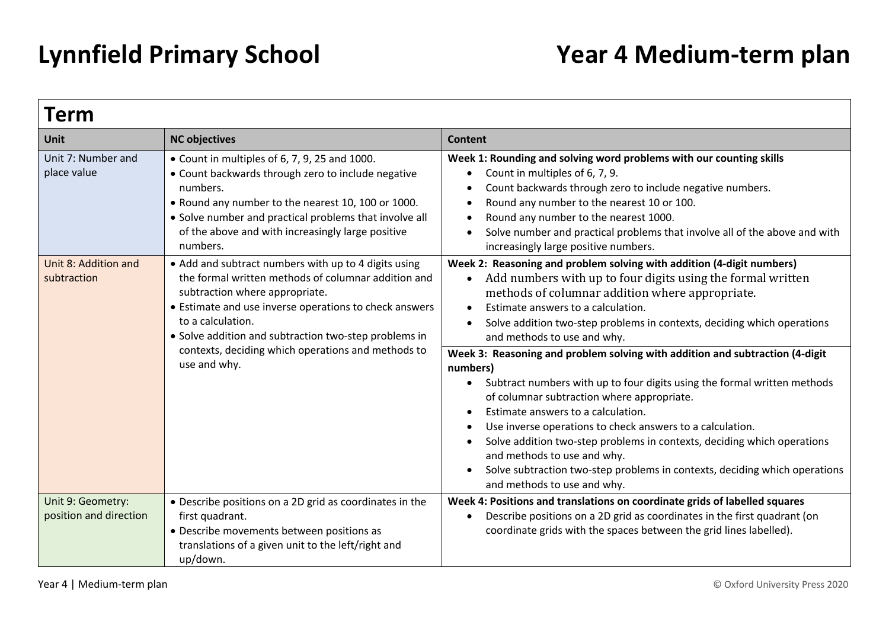# Lynnfield Primary School

# Year 4 Medium-term plan

## Term

| Unit | NC objectives | Content |
|---|---|---|
| Unit 7: Number and place value | • Count in multiples of 6, 7, 9, 25 and 1000.<br>• Count backwards through zero to include negative numbers.<br>• Round any number to the nearest 10, 100 or 1000.<br>• Solve number and practical problems that involve all of the above and with increasingly large positive numbers. | **Week 1: Rounding and solving word problems with our counting skills**<br>• Count in multiples of 6, 7, 9.<br>• Count backwards through zero to include negative numbers.<br>• Round any number to the nearest 10 or 100.<br>• Round any number to the nearest 1000.<br>• Solve number and practical problems that involve all of the above and with increasingly large positive numbers. |
| Unit 8: Addition and subtraction | • Add and subtract numbers with up to 4 digits using the formal written methods of columnar addition and subtraction where appropriate.<br>• Estimate and use inverse operations to check answers to a calculation.<br>• Solve addition and subtraction two-step problems in contexts, deciding which operations and methods to use and why. | **Week 2: Reasoning and problem solving with addition (4-digit numbers)**<br>• Add numbers with up to four digits using the formal written methods of columnar addition where appropriate.<br>• Estimate answers to a calculation.<br>• Solve addition two-step problems in contexts, deciding which operations and methods to use and why. |
| | | **Week 3: Reasoning and problem solving with addition and subtraction (4-digit numbers)**<br>• Subtract numbers with up to four digits using the formal written methods of columnar subtraction where appropriate.<br>• Estimate answers to a calculation.<br>• Use inverse operations to check answers to a calculation.<br>• Solve addition two-step problems in contexts, deciding which operations and methods to use and why.<br>• Solve subtraction two-step problems in contexts, deciding which operations and methods to use and why. |
| Unit 9: Geometry: position and direction | • Describe positions on a 2D grid as coordinates in the first quadrant.<br>• Describe movements between positions as translations of a given unit to the left/right and up/down. | **Week 4: Positions and translations on coordinate grids of labelled squares**<br>• Describe positions on a 2D grid as coordinates in the first quadrant (on coordinate grids with the spaces between the grid lines labelled). |

Year 4 | Medium-term plan © Oxford University Press 2020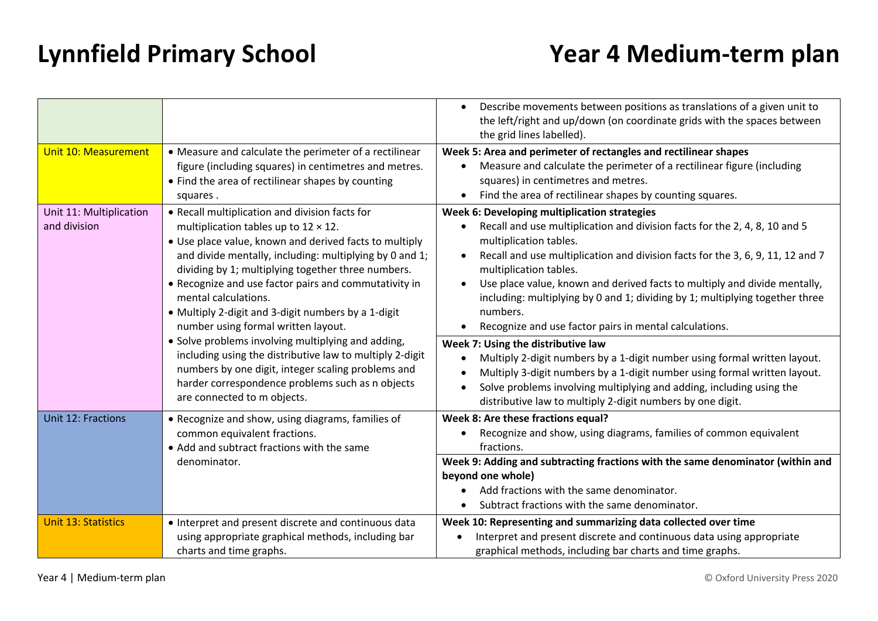# Lynnfield Primary School

# Year 4 Medium-term plan

| | | |
|---|---|---|
| | | • Describe movements between positions as translations of a given unit to the left/right and up/down (on coordinate grids with the spaces between the grid lines labelled). |
| Unit 10: Measurement | • Measure and calculate the perimeter of a rectilinear figure (including squares) in centimetres and metres.<br>• Find the area of rectilinear shapes by counting squares . | **Week 5: Area and perimeter of rectangles and rectilinear shapes**<br>• Measure and calculate the perimeter of a rectilinear figure (including squares) in centimetres and metres.<br>• Find the area of rectilinear shapes by counting squares. |
| Unit 11: Multiplication and division | • Recall multiplication and division facts for multiplication tables up to 12 × 12.<br>• Use place value, known and derived facts to multiply and divide mentally, including: multiplying by 0 and 1; dividing by 1; multiplying together three numbers.<br>• Recognize and use factor pairs and commutativity in mental calculations.<br>• Multiply 2-digit and 3-digit numbers by a 1-digit number using formal written layout.<br>• Solve problems involving multiplying and adding, including using the distributive law to multiply 2-digit numbers by one digit, integer scaling problems and harder correspondence problems such as n objects are connected to m objects. | **Week 6: Developing multiplication strategies**<br>• Recall and use multiplication and division facts for the 2, 4, 8, 10 and 5 multiplication tables.<br>• Recall and use multiplication and division facts for the 3, 6, 9, 11, 12 and 7 multiplication tables.<br>• Use place value, known and derived facts to multiply and divide mentally, including: multiplying by 0 and 1; dividing by 1; multiplying together three numbers.<br>• Recognize and use factor pairs in mental calculations.<br><br>**Week 7: Using the distributive law**<br>• Multiply 2-digit numbers by a 1-digit number using formal written layout.<br>• Multiply 3-digit numbers by a 1-digit number using formal written layout.<br>• Solve problems involving multiplying and adding, including using the distributive law to multiply 2-digit numbers by one digit. |
| Unit 12: Fractions | • Recognize and show, using diagrams, families of common equivalent fractions.<br>• Add and subtract fractions with the same denominator. | **Week 8: Are these fractions equal?**<br>• Recognize and show, using diagrams, families of common equivalent fractions.<br><br>**Week 9: Adding and subtracting fractions with the same denominator (within and beyond one whole)**<br>• Add fractions with the same denominator.<br>• Subtract fractions with the same denominator. |
| Unit 13: Statistics | • Interpret and present discrete and continuous data using appropriate graphical methods, including bar charts and time graphs. | **Week 10: Representing and summarizing data collected over time**<br>• Interpret and present discrete and continuous data using appropriate graphical methods, including bar charts and time graphs. |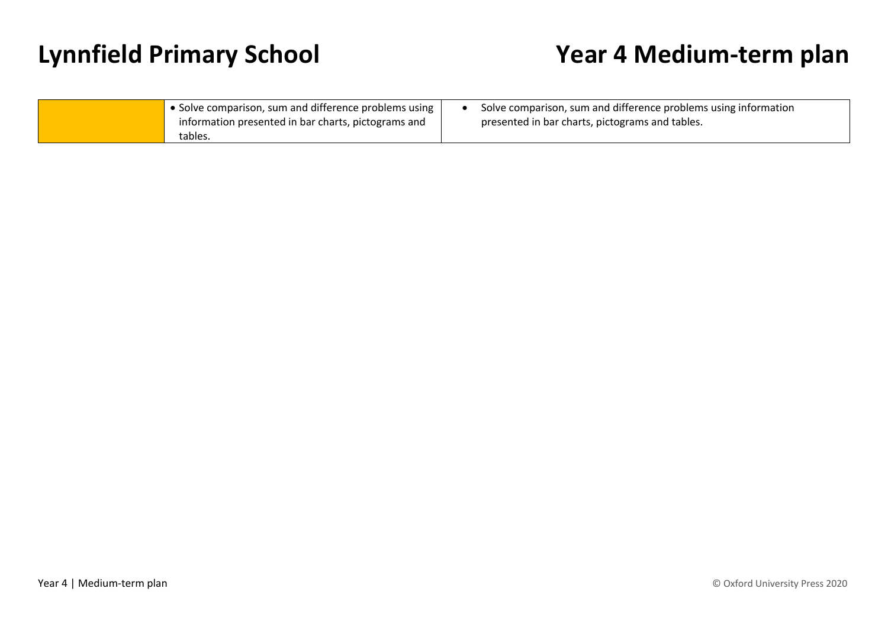# Lynnfield Primary School

# Year 4 Medium-term plan

| | | |
|---|---|---|
| | • Solve comparison, sum and difference problems using information presented in bar charts, pictograms and tables. | • Solve comparison, sum and difference problems using information presented in bar charts, pictograms and tables. |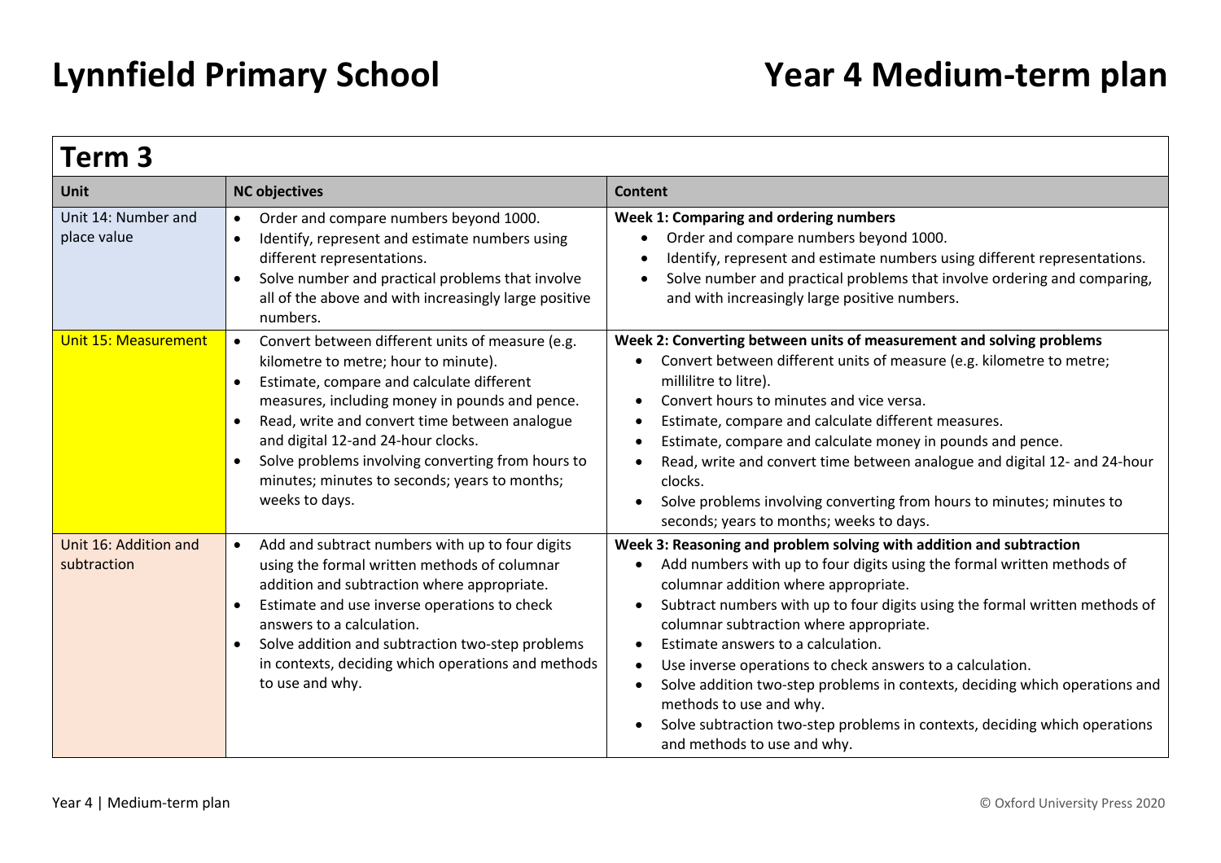# Lynnfield Primary School

# Year 4 Medium-term plan

## Term 3

| Unit | NC objectives | Content |
|---|---|---|
| Unit 14: Number and place value | • Order and compare numbers beyond 1000.<br>• Identify, represent and estimate numbers using different representations.<br>• Solve number and practical problems that involve all of the above and with increasingly large positive numbers. | **Week 1: Comparing and ordering numbers**<br>• Order and compare numbers beyond 1000.<br>• Identify, represent and estimate numbers using different representations.<br>• Solve number and practical problems that involve ordering and comparing, and with increasingly large positive numbers. |
| Unit 15: Measurement | • Convert between different units of measure (e.g. kilometre to metre; hour to minute).<br>• Estimate, compare and calculate different measures, including money in pounds and pence.<br>• Read, write and convert time between analogue and digital 12-and 24-hour clocks.<br>• Solve problems involving converting from hours to minutes; minutes to seconds; years to months; weeks to days. | **Week 2: Converting between units of measurement and solving problems**<br>• Convert between different units of measure (e.g. kilometre to metre; millilitre to litre).<br>• Convert hours to minutes and vice versa.<br>• Estimate, compare and calculate different measures.<br>• Estimate, compare and calculate money in pounds and pence.<br>• Read, write and convert time between analogue and digital 12- and 24-hour clocks.<br>• Solve problems involving converting from hours to minutes; minutes to seconds; years to months; weeks to days. |
| Unit 16: Addition and subtraction | • Add and subtract numbers with up to four digits using the formal written methods of columnar addition and subtraction where appropriate.<br>• Estimate and use inverse operations to check answers to a calculation.<br>• Solve addition and subtraction two-step problems in contexts, deciding which operations and methods to use and why. | **Week 3: Reasoning and problem solving with addition and subtraction**<br>• Add numbers with up to four digits using the formal written methods of columnar addition where appropriate.<br>• Subtract numbers with up to four digits using the formal written methods of columnar subtraction where appropriate.<br>• Estimate answers to a calculation.<br>• Use inverse operations to check answers to a calculation.<br>• Solve addition two-step problems in contexts, deciding which operations and methods to use and why.<br>• Solve subtraction two-step problems in contexts, deciding which operations and methods to use and why. |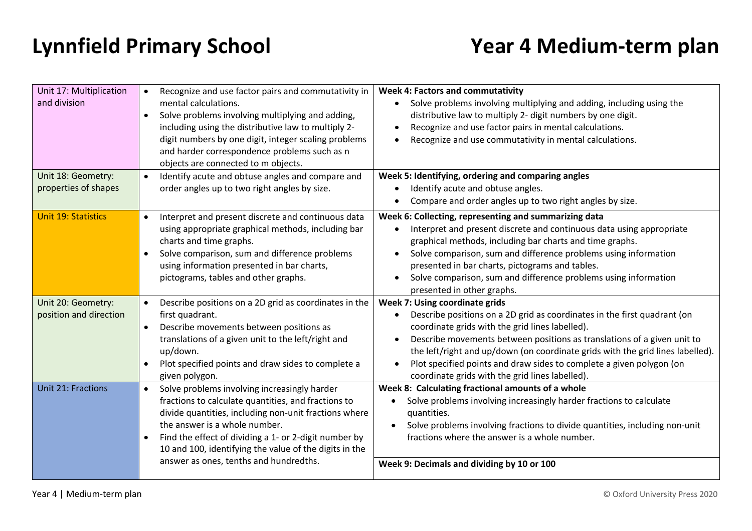# Lynnfield Primary School

# Year 4 Medium-term plan

| | | |
|---|---|---|
| Unit 17: Multiplication and division | • Recognize and use factor pairs and commutativity in mental calculations.<br>• Solve problems involving multiplying and adding, including using the distributive law to multiply 2-digit numbers by one digit, integer scaling problems and harder correspondence problems such as n objects are connected to m objects. | **Week 4: Factors and commutativity**<br>• Solve problems involving multiplying and adding, including using the distributive law to multiply 2- digit numbers by one digit.<br>• Recognize and use factor pairs in mental calculations.<br>• Recognize and use commutativity in mental calculations. |
| Unit 18: Geometry: properties of shapes | • Identify acute and obtuse angles and compare and order angles up to two right angles by size. | **Week 5: Identifying, ordering and comparing angles**<br>• Identify acute and obtuse angles.<br>• Compare and order angles up to two right angles by size. |
| Unit 19: Statistics | • Interpret and present discrete and continuous data using appropriate graphical methods, including bar charts and time graphs.<br>• Solve comparison, sum and difference problems using information presented in bar charts, pictograms, tables and other graphs. | **Week 6: Collecting, representing and summarizing data**<br>• Interpret and present discrete and continuous data using appropriate graphical methods, including bar charts and time graphs.<br>• Solve comparison, sum and difference problems using information presented in bar charts, pictograms and tables.<br>• Solve comparison, sum and difference problems using information presented in other graphs. |
| Unit 20: Geometry: position and direction | • Describe positions on a 2D grid as coordinates in the first quadrant.<br>• Describe movements between positions as translations of a given unit to the left/right and up/down.<br>• Plot specified points and draw sides to complete a given polygon. | **Week 7: Using coordinate grids**<br>• Describe positions on a 2D grid as coordinates in the first quadrant (on coordinate grids with the grid lines labelled).<br>• Describe movements between positions as translations of a given unit to the left/right and up/down (on coordinate grids with the grid lines labelled).<br>• Plot specified points and draw sides to complete a given polygon (on coordinate grids with the grid lines labelled). |
| Unit 21: Fractions | • Solve problems involving increasingly harder fractions to calculate quantities, and fractions to divide quantities, including non-unit fractions where the answer is a whole number.<br>• Find the effect of dividing a 1- or 2-digit number by 10 and 100, identifying the value of the digits in the answer as ones, tenths and hundredths. | **Week 8: Calculating fractional amounts of a whole**<br>• Solve problems involving increasingly harder fractions to calculate quantities.<br>• Solve problems involving fractions to divide quantities, including non-unit fractions where the answer is a whole number.<br><br>**Week 9: Decimals and dividing by 10 or 100** |

Year 4 | Medium-term plan

© Oxford University Press 2020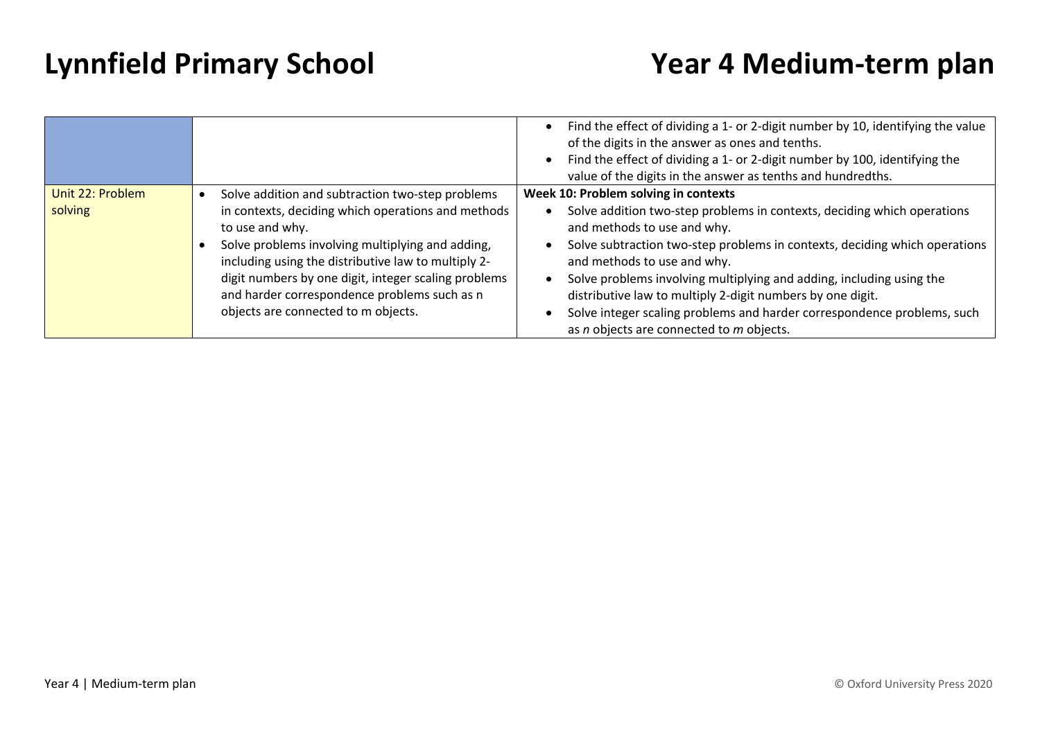# Lynnfield Primary School

# Year 4 Medium-term plan

| | | |
|---|---|---|
| | | • Find the effect of dividing a 1- or 2-digit number by 10, identifying the value of the digits in the answer as ones and tenths.<br>• Find the effect of dividing a 1- or 2-digit number by 100, identifying the value of the digits in the answer as tenths and hundredths. |
| Unit 22: Problem solving | • Solve addition and subtraction two-step problems in contexts, deciding which operations and methods to use and why.<br>• Solve problems involving multiplying and adding, including using the distributive law to multiply 2-digit numbers by one digit, integer scaling problems and harder correspondence problems such as n objects are connected to m objects. | **Week 10: Problem solving in contexts**<br>• Solve addition two-step problems in contexts, deciding which operations and methods to use and why.<br>• Solve subtraction two-step problems in contexts, deciding which operations and methods to use and why.<br>• Solve problems involving multiplying and adding, including using the distributive law to multiply 2-digit numbers by one digit.<br>• Solve integer scaling problems and harder correspondence problems, such as *n* objects are connected to *m* objects. |